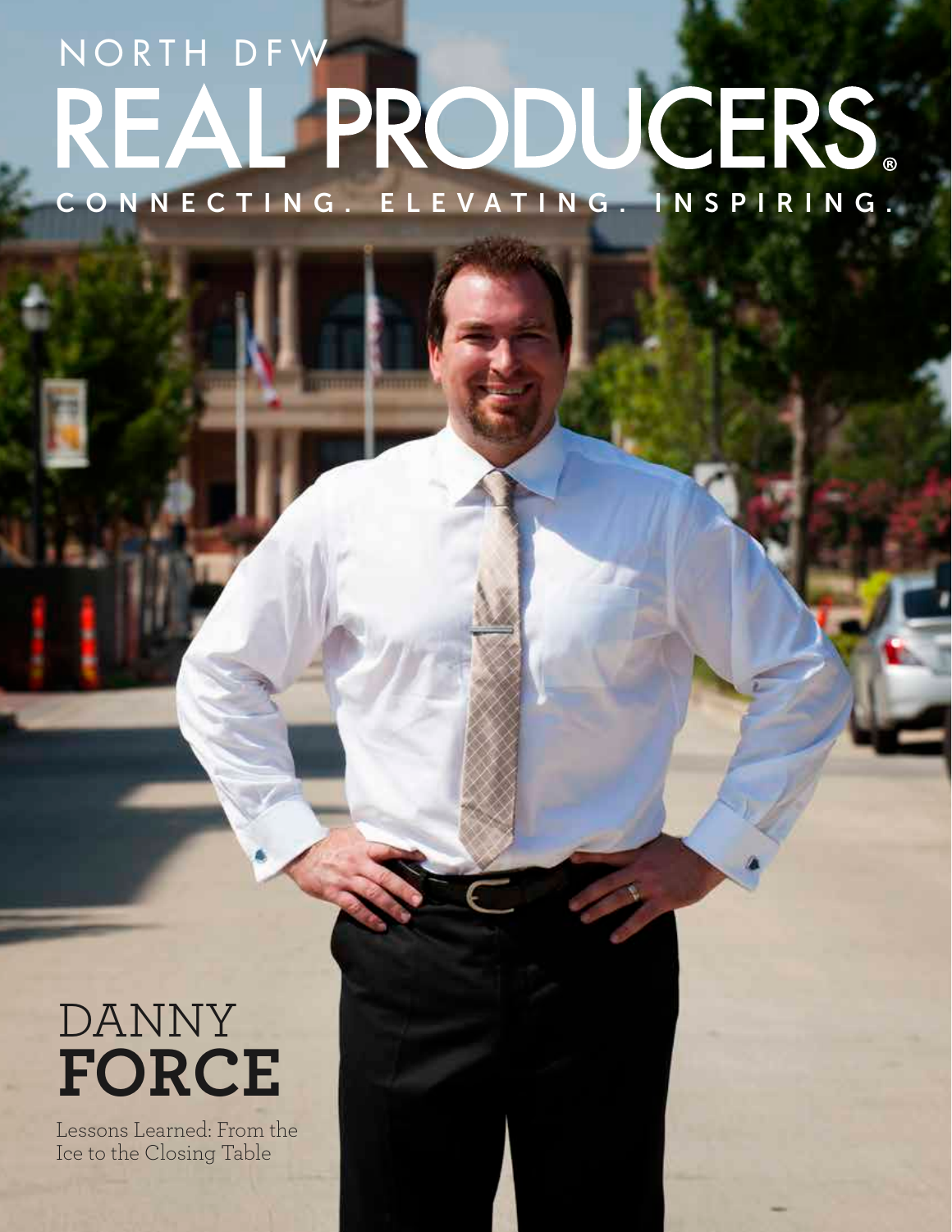# NORTH DFW REAL PRODUCERS®

CONNECTING. ELEVATING. INSPIRING.

## DANNY **FORCE**

Lessons Learned: From the Ice to the Closing Table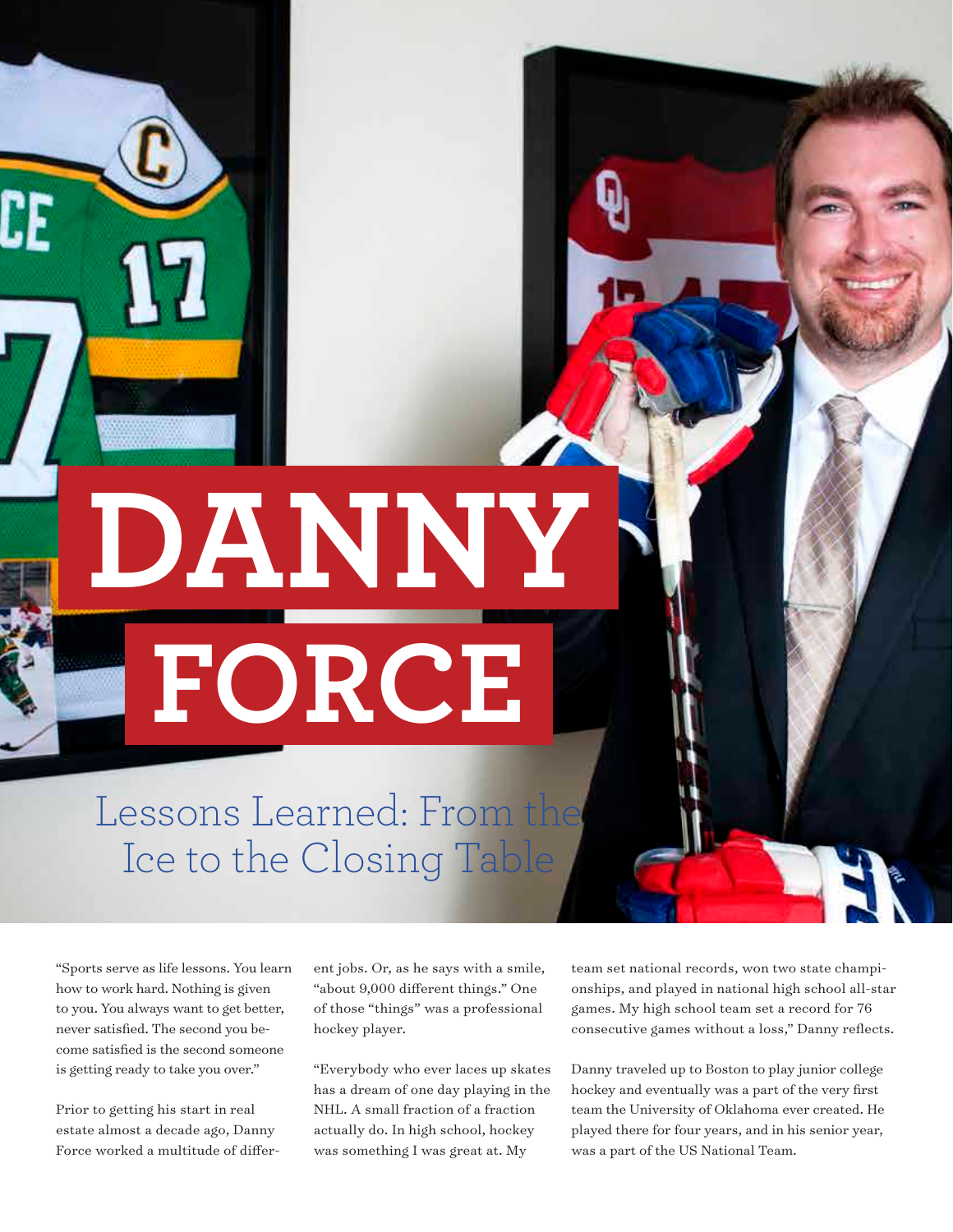# DANNY FORCE

## Lessons Learned: From the Ice to the Closing Table

"Sports serve as life lessons. You learn how to work hard. Nothing is given to you. You always want to get better, never satisfied. The second you become satisfied is the second someone is getting ready to take you over."

Prior to getting his start in real estate almost a decade ago, Danny Force worked a multitude of different jobs. Or, as he says with a smile, "about 9,000 different things." One of those "things" was a professional hockey player.

"Everybody who ever laces up skates has a dream of one day playing in the NHL. A small fraction of a fraction actually do. In high school, hockey was something I was great at. My team set national records, won two state championships, and played in national high school all-star games. My high school team set a record for 76 consecutive games without a loss," Danny reflects.

Danny traveled up to Boston to play junior college hockey and eventually was a part of the very first team the University of Oklahoma ever created. He played there for four years, and in his senior year, was a part of the US National Team.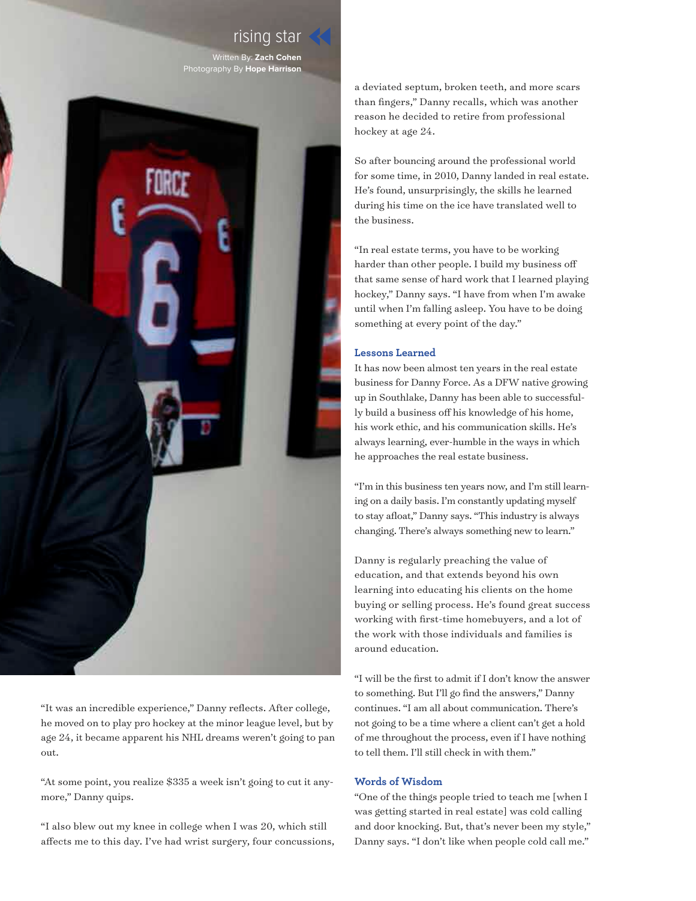rising star

Written By: **Zach Cohen**
Photography By **Hope Harrison**

"It was an incredible experience," Danny reflects. After college, he moved on to play pro hockey at the minor league level, but by age 24, it became apparent his NHL dreams weren't going to pan out.

"At some point, you realize $335 a week isn't going to cut it anymore," Danny quips.

"I also blew out my knee in college when I was 20, which still affects me to this day. I've had wrist surgery, four concussions, a deviated septum, broken teeth, and more scars than fingers," Danny recalls, which was another reason he decided to retire from professional hockey at age 24.

So after bouncing around the professional world for some time, in 2010, Danny landed in real estate. He's found, unsurprisingly, the skills he learned during his time on the ice have translated well to the business.

"In real estate terms, you have to be working harder than other people. I build my business off that same sense of hard work that I learned playing hockey," Danny says. "I have from when I'm awake until when I'm falling asleep. You have to be doing something at every point of the day."

### Lessons Learned

It has now been almost ten years in the real estate business for Danny Force. As a DFW native growing up in Southlake, Danny has been able to successfully build a business off his knowledge of his home, his work ethic, and his communication skills. He's always learning, ever-humble in the ways in which he approaches the real estate business.

"I'm in this business ten years now, and I'm still learning on a daily basis. I'm constantly updating myself to stay afloat," Danny says. "This industry is always changing. There's always something new to learn."

Danny is regularly preaching the value of education, and that extends beyond his own learning into educating his clients on the home buying or selling process. He's found great success working with first-time homebuyers, and a lot of the work with those individuals and families is around education.

"I will be the first to admit if I don't know the answer to something. But I'll go find the answers," Danny continues. "I am all about communication. There's not going to be a time where a client can't get a hold of me throughout the process, even if I have nothing to tell them. I'll still check in with them."

### Words of Wisdom

"One of the things people tried to teach me [when I was getting started in real estate] was cold calling and door knocking. But, that's never been my style," Danny says. "I don't like when people cold call me."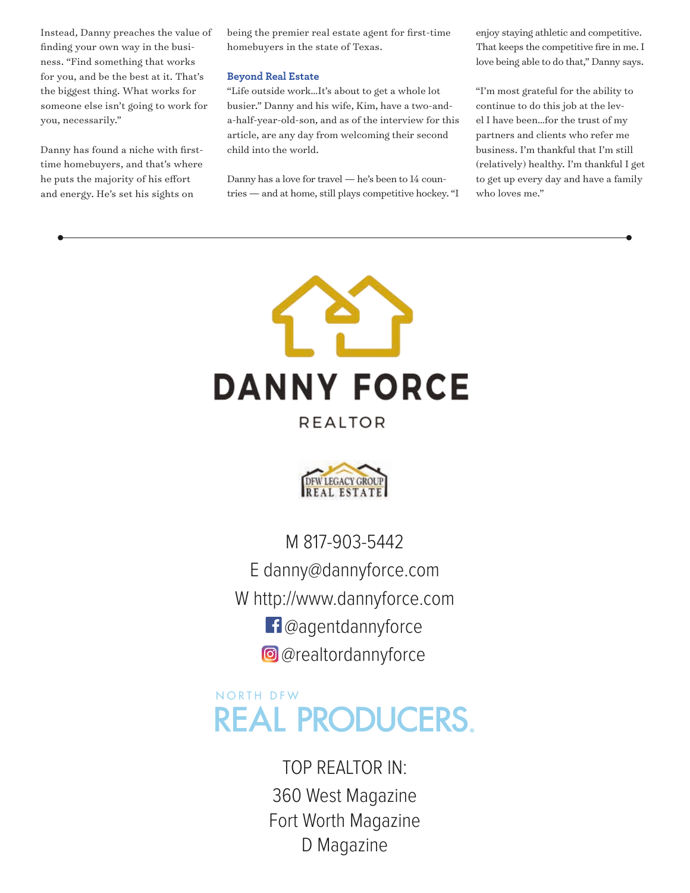Instead, Danny preaches the value of finding your own way in the business. "Find something that works for you, and be the best at it. That's the biggest thing. What works for someone else isn't going to work for you, necessarily."

Danny has found a niche with first-time homebuyers, and that's where he puts the majority of his effort and energy. He's set his sights on being the premier real estate agent for first-time homebuyers in the state of Texas.

### Beyond Real Estate

"Life outside work…It's about to get a whole lot busier." Danny and his wife, Kim, have a two-and-a-half-year-old-son, and as of the interview for this article, are any day from welcoming their second child into the world.

Danny has a love for travel — he's been to 14 countries — and at home, still plays competitive hockey. "I enjoy staying athletic and competitive. That keeps the competitive fire in me. I love being able to do that," Danny says.

"I'm most grateful for the ability to continue to do this job at the level I have been…for the trust of my partners and clients who refer me business. I'm thankful that I'm still (relatively) healthy. I'm thankful I get to get up every day and have a family who loves me."

---

**DANNY FORCE**

REALTOR

DFW LEGACY GROUP REAL ESTATE

M 817-903-5442

E danny@dannyforce.com

W http://www.dannyforce.com

@agentdannyforce

@realtordannyforce

NORTH DFW REAL PRODUCERS

TOP REALTOR IN:

360 West Magazine

Fort Worth Magazine

D Magazine